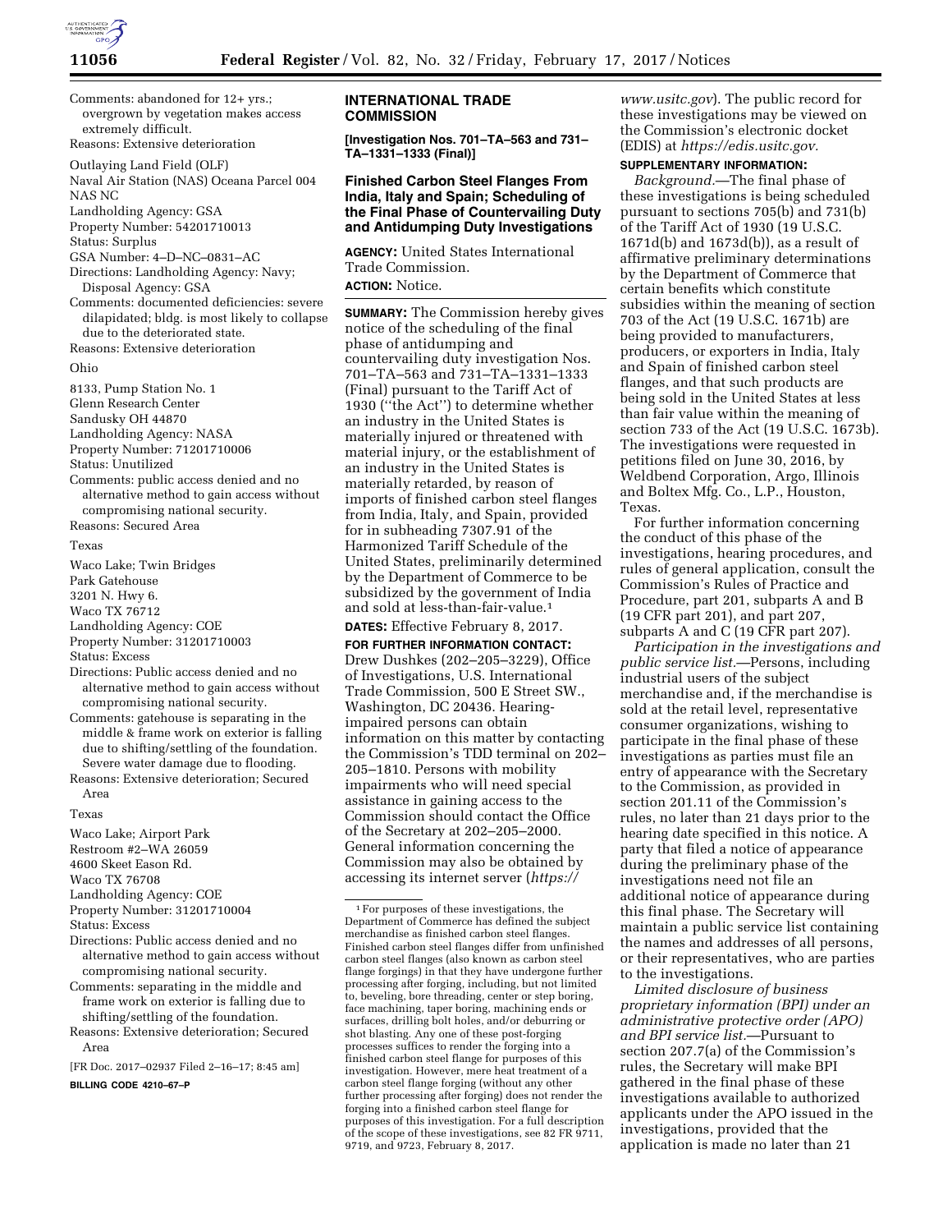Comments: abandoned for 12+ yrs.; overgrown by vegetation makes access extremely difficult.
Reasons: Extensive deterioration

Outlaying Land Field (OLF)
Naval Air Station (NAS) Oceana Parcel 004
NAS NC
Landholding Agency: GSA
Property Number: 54201710013
Status: Surplus
GSA Number: 4–D–NC–0831–AC
Directions: Landholding Agency: Navy; Disposal Agency: GSA
Comments: documented deficiencies: severe dilapidated; bldg. is most likely to collapse due to the deteriorated state.
Reasons: Extensive deterioration

Ohio

8133, Pump Station No. 1
Glenn Research Center
Sandusky OH 44870
Landholding Agency: NASA
Property Number: 71201710006
Status: Unutilized
Comments: public access denied and no alternative method to gain access without compromising national security.
Reasons: Secured Area

Texas

Waco Lake; Twin Bridges
Park Gatehouse
3201 N. Hwy 6.
Waco TX 76712
Landholding Agency: COE
Property Number: 31201710003
Status: Excess
Directions: Public access denied and no alternative method to gain access without compromising national security.
Comments: gatehouse is separating in the middle & frame work on exterior is falling due to shifting/settling of the foundation. Severe water damage due to flooding.
Reasons: Extensive deterioration; Secured Area

Texas

Waco Lake; Airport Park
Restroom #2–WA 26059
4600 Skeet Eason Rd.
Waco TX 76708
Landholding Agency: COE
Property Number: 31201710004
Status: Excess
Directions: Public access denied and no alternative method to gain access without compromising national security.
Comments: separating in the middle and frame work on exterior is falling due to shifting/settling of the foundation.
Reasons: Extensive deterioration; Secured Area

[FR Doc. 2017–02937 Filed 2–16–17; 8:45 am]

**BILLING CODE 4210–67–P**

## INTERNATIONAL TRADE COMMISSION

**[Investigation Nos. 701–TA–563 and 731–TA–1331–1333 (Final)]**

## Finished Carbon Steel Flanges From India, Italy and Spain; Scheduling of the Final Phase of Countervailing Duty and Antidumping Duty Investigations

**AGENCY:** United States International Trade Commission.

**ACTION:** Notice.

**SUMMARY:** The Commission hereby gives notice of the scheduling of the final phase of antidumping and countervailing duty investigation Nos. 701–TA–563 and 731–TA–1331–1333 (Final) pursuant to the Tariff Act of 1930 (''the Act'') to determine whether an industry in the United States is materially injured or threatened with material injury, or the establishment of an industry in the United States is materially retarded, by reason of imports of finished carbon steel flanges from India, Italy, and Spain, provided for in subheading 7307.91 of the Harmonized Tariff Schedule of the United States, preliminarily determined by the Department of Commerce to be subsidized by the government of India and sold at less-than-fair-value.[1]

**DATES:** Effective February 8, 2017.

**FOR FURTHER INFORMATION CONTACT:** Drew Dushkes (202–205–3229), Office of Investigations, U.S. International Trade Commission, 500 E Street SW., Washington, DC 20436. Hearing-impaired persons can obtain information on this matter by contacting the Commission's TDD terminal on 202–205–1810. Persons with mobility impairments who will need special assistance in gaining access to the Commission should contact the Office of the Secretary at 202–205–2000. General information concerning the Commission may also be obtained by accessing its internet server (*https://www.usitc.gov*). The public record for these investigations may be viewed on the Commission's electronic docket (EDIS) at *https://edis.usitc.gov.*

[1] For purposes of these investigations, the Department of Commerce has defined the subject merchandise as finished carbon steel flanges. Finished carbon steel flanges differ from unfinished carbon steel flanges (also known as carbon steel flange forgings) in that they have undergone further processing after forging, including, but not limited to, beveling, bore threading, center or step boring, face machining, taper boring, machining ends or surfaces, drilling bolt holes, and/or deburring or shot blasting. Any one of these post-forging processes suffices to render the forging into a finished carbon steel flange for purposes of this investigation. However, mere heat treatment of a carbon steel flange forging (without any other further processing after forging) does not render the forging into a finished carbon steel flange for purposes of this investigation. For a full description of the scope of these investigations, see 82 FR 9711, 9719, and 9723, February 8, 2017.

**SUPPLEMENTARY INFORMATION:**

*Background.*—The final phase of these investigations is being scheduled pursuant to sections 705(b) and 731(b) of the Tariff Act of 1930 (19 U.S.C. 1671d(b) and 1673d(b)), as a result of affirmative preliminary determinations by the Department of Commerce that certain benefits which constitute subsidies within the meaning of section 703 of the Act (19 U.S.C. 1671b) are being provided to manufacturers, producers, or exporters in India, Italy and Spain of finished carbon steel flanges, and that such products are being sold in the United States at less than fair value within the meaning of section 733 of the Act (19 U.S.C. 1673b). The investigations were requested in petitions filed on June 30, 2016, by Weldbend Corporation, Argo, Illinois and Boltex Mfg. Co., L.P., Houston, Texas.

For further information concerning the conduct of this phase of the investigations, hearing procedures, and rules of general application, consult the Commission's Rules of Practice and Procedure, part 201, subparts A and B (19 CFR part 201), and part 207, subparts A and C (19 CFR part 207).

*Participation in the investigations and public service list.*—Persons, including industrial users of the subject merchandise and, if the merchandise is sold at the retail level, representative consumer organizations, wishing to participate in the final phase of these investigations as parties must file an entry of appearance with the Secretary to the Commission, as provided in section 201.11 of the Commission's rules, no later than 21 days prior to the hearing date specified in this notice. A party that filed a notice of appearance during the preliminary phase of the investigations need not file an additional notice of appearance during this final phase. The Secretary will maintain a public service list containing the names and addresses of all persons, or their representatives, who are parties to the investigations.

*Limited disclosure of business proprietary information (BPI) under an administrative protective order (APO) and BPI service list.*—Pursuant to section 207.7(a) of the Commission's rules, the Secretary will make BPI gathered in the final phase of these investigations available to authorized applicants under the APO issued in the investigations, provided that the application is made no later than 21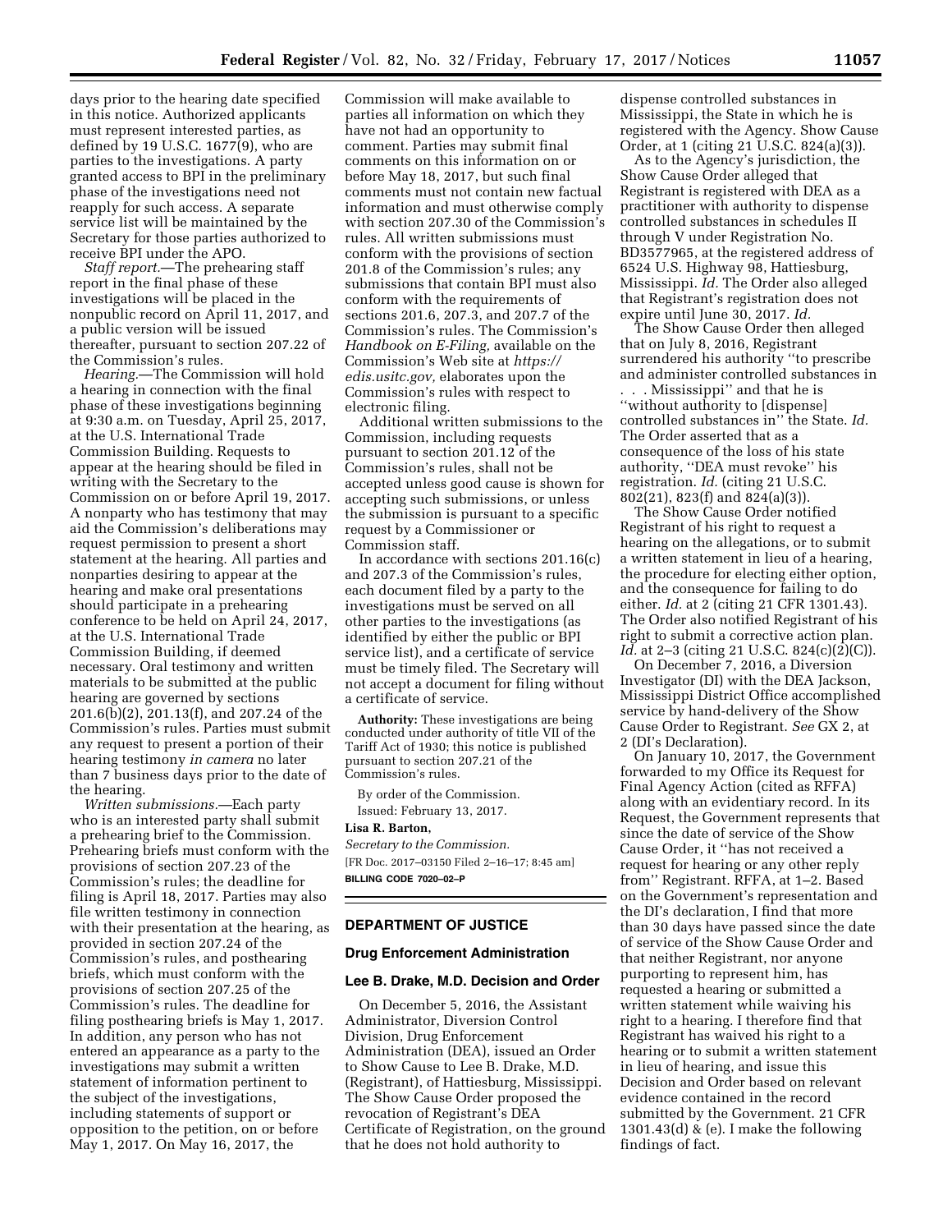days prior to the hearing date specified in this notice. Authorized applicants must represent interested parties, as defined by 19 U.S.C. 1677(9), who are parties to the investigations. A party granted access to BPI in the preliminary phase of the investigations need not reapply for such access. A separate service list will be maintained by the Secretary for those parties authorized to receive BPI under the APO.

*Staff report.*—The prehearing staff report in the final phase of these investigations will be placed in the nonpublic record on April 11, 2017, and a public version will be issued thereafter, pursuant to section 207.22 of the Commission's rules.

*Hearing.*—The Commission will hold a hearing in connection with the final phase of these investigations beginning at 9:30 a.m. on Tuesday, April 25, 2017, at the U.S. International Trade Commission Building. Requests to appear at the hearing should be filed in writing with the Secretary to the Commission on or before April 19, 2017. A nonparty who has testimony that may aid the Commission's deliberations may request permission to present a short statement at the hearing. All parties and nonparties desiring to appear at the hearing and make oral presentations should participate in a prehearing conference to be held on April 24, 2017, at the U.S. International Trade Commission Building, if deemed necessary. Oral testimony and written materials to be submitted at the public hearing are governed by sections 201.6(b)(2), 201.13(f), and 207.24 of the Commission's rules. Parties must submit any request to present a portion of their hearing testimony *in camera* no later than 7 business days prior to the date of the hearing.

*Written submissions.*—Each party who is an interested party shall submit a prehearing brief to the Commission. Prehearing briefs must conform with the provisions of section 207.23 of the Commission's rules; the deadline for filing is April 18, 2017. Parties may also file written testimony in connection with their presentation at the hearing, as provided in section 207.24 of the Commission's rules, and posthearing briefs, which must conform with the provisions of section 207.25 of the Commission's rules. The deadline for filing posthearing briefs is May 1, 2017. In addition, any person who has not entered an appearance as a party to the investigations may submit a written statement of information pertinent to the subject of the investigations, including statements of support or opposition to the petition, on or before May 1, 2017. On May 16, 2017, the Commission will make available to parties all information on which they have not had an opportunity to comment. Parties may submit final comments on this information on or before May 18, 2017, but such final comments must not contain new factual information and must otherwise comply with section 207.30 of the Commission's rules. All written submissions must conform with the provisions of section 201.8 of the Commission's rules; any submissions that contain BPI must also conform with the requirements of sections 201.6, 207.3, and 207.7 of the Commission's rules. The Commission's *Handbook on E-Filing,* available on the Commission's Web site at *https://edis.usitc.gov,* elaborates upon the Commission's rules with respect to electronic filing.

Additional written submissions to the Commission, including requests pursuant to section 201.12 of the Commission's rules, shall not be accepted unless good cause is shown for accepting such submissions, or unless the submission is pursuant to a specific request by a Commissioner or Commission staff.

In accordance with sections 201.16(c) and 207.3 of the Commission's rules, each document filed by a party to the investigations must be served on all other parties to the investigations (as identified by either the public or BPI service list), and a certificate of service must be timely filed. The Secretary will not accept a document for filing without a certificate of service.

**Authority:** These investigations are being conducted under authority of title VII of the Tariff Act of 1930; this notice is published pursuant to section 207.21 of the Commission's rules.

By order of the Commission.

Issued: February 13, 2017.

**Lisa R. Barton,**

*Secretary to the Commission.*

[FR Doc. 2017–03150 Filed 2–16–17; 8:45 am]

**BILLING CODE 7020–02–P**

## DEPARTMENT OF JUSTICE

### Drug Enforcement Administration

### Lee B. Drake, M.D. Decision and Order

On December 5, 2016, the Assistant Administrator, Diversion Control Division, Drug Enforcement Administration (DEA), issued an Order to Show Cause to Lee B. Drake, M.D. (Registrant), of Hattiesburg, Mississippi. The Show Cause Order proposed the revocation of Registrant's DEA Certificate of Registration, on the ground that he does not hold authority to dispense controlled substances in Mississippi, the State in which he is registered with the Agency. Show Cause Order, at 1 (citing 21 U.S.C. 824(a)(3)).

As to the Agency's jurisdiction, the Show Cause Order alleged that Registrant is registered with DEA as a practitioner with authority to dispense controlled substances in schedules II through V under Registration No. BD3577965, at the registered address of 6524 U.S. Highway 98, Hattiesburg, Mississippi. *Id.* The Order also alleged that Registrant's registration does not expire until June 30, 2017. *Id.*

The Show Cause Order then alleged that on July 8, 2016, Registrant surrendered his authority ''to prescribe and administer controlled substances in . . . Mississippi'' and that he is ''without authority to [dispense] controlled substances in'' the State. *Id.* The Order asserted that as a consequence of the loss of his state authority, ''DEA must revoke'' his registration. *Id.* (citing 21 U.S.C. 802(21), 823(f) and 824(a)(3)).

The Show Cause Order notified Registrant of his right to request a hearing on the allegations, or to submit a written statement in lieu of a hearing, the procedure for electing either option, and the consequence for failing to do either. *Id.* at 2 (citing 21 CFR 1301.43). The Order also notified Registrant of his right to submit a corrective action plan. *Id.* at 2–3 (citing 21 U.S.C. 824(c)(2)(C)).

On December 7, 2016, a Diversion Investigator (DI) with the DEA Jackson, Mississippi District Office accomplished service by hand-delivery of the Show Cause Order to Registrant. *See* GX 2, at 2 (DI's Declaration).

On January 10, 2017, the Government forwarded to my Office its Request for Final Agency Action (cited as RFFA) along with an evidentiary record. In its Request, the Government represents that since the date of service of the Show Cause Order, it ''has not received a request for hearing or any other reply from'' Registrant. RFFA, at 1–2. Based on the Government's representation and the DI's declaration, I find that more than 30 days have passed since the date of service of the Show Cause Order and that neither Registrant, nor anyone purporting to represent him, has requested a hearing or submitted a written statement while waiving his right to a hearing. I therefore find that Registrant has waived his right to a hearing or to submit a written statement in lieu of hearing, and issue this Decision and Order based on relevant evidence contained in the record submitted by the Government. 21 CFR 1301.43(d) & (e). I make the following findings of fact.